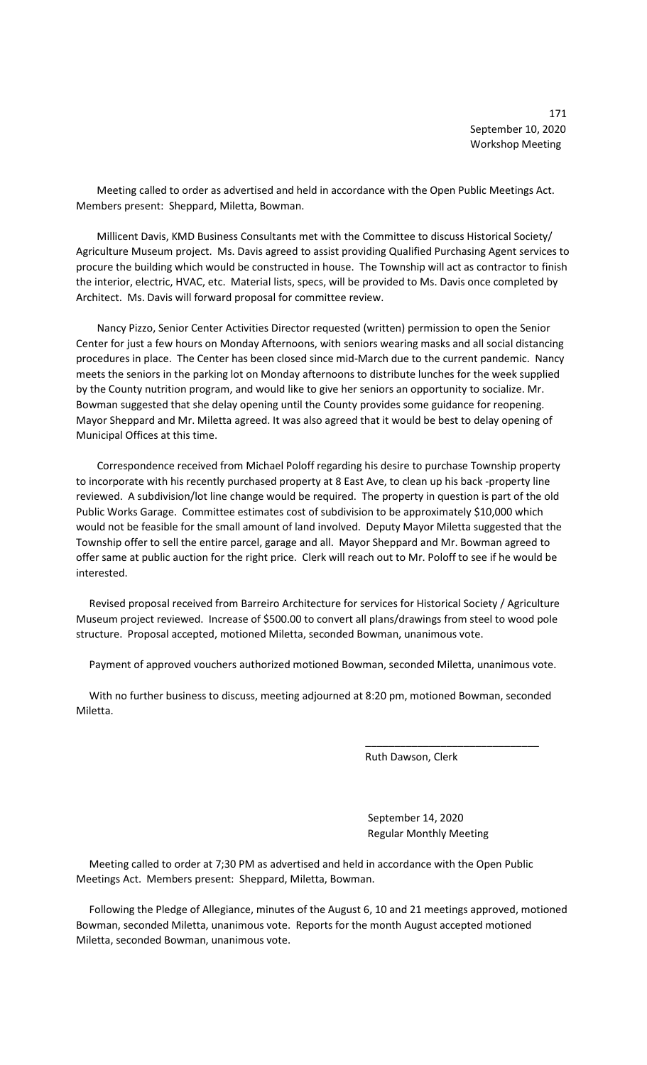September 10, 2020
Workshop Meeting

Meeting called to order as advertised and held in accordance with the Open Public Meetings Act. Members present: Sheppard, Miletta, Bowman.

Millicent Davis, KMD Business Consultants met with the Committee to discuss Historical Society/ Agriculture Museum project. Ms. Davis agreed to assist providing Qualified Purchasing Agent services to procure the building which would be constructed in house. The Township will act as contractor to finish the interior, electric, HVAC, etc. Material lists, specs, will be provided to Ms. Davis once completed by Architect. Ms. Davis will forward proposal for committee review.

Nancy Pizzo, Senior Center Activities Director requested (written) permission to open the Senior Center for just a few hours on Monday Afternoons, with seniors wearing masks and all social distancing procedures in place. The Center has been closed since mid-March due to the current pandemic. Nancy meets the seniors in the parking lot on Monday afternoons to distribute lunches for the week supplied by the County nutrition program, and would like to give her seniors an opportunity to socialize. Mr. Bowman suggested that she delay opening until the County provides some guidance for reopening. Mayor Sheppard and Mr. Miletta agreed. It was also agreed that it would be best to delay opening of Municipal Offices at this time.

Correspondence received from Michael Poloff regarding his desire to purchase Township property to incorporate with his recently purchased property at 8 East Ave, to clean up his back -property line reviewed. A subdivision/lot line change would be required. The property in question is part of the old Public Works Garage. Committee estimates cost of subdivision to be approximately $10,000 which would not be feasible for the small amount of land involved. Deputy Mayor Miletta suggested that the Township offer to sell the entire parcel, garage and all. Mayor Sheppard and Mr. Bowman agreed to offer same at public auction for the right price. Clerk will reach out to Mr. Poloff to see if he would be interested.

Revised proposal received from Barreiro Architecture for services for Historical Society / Agriculture Museum project reviewed. Increase of $500.00 to convert all plans/drawings from steel to wood pole structure. Proposal accepted, motioned Miletta, seconded Bowman, unanimous vote.

Payment of approved vouchers authorized motioned Bowman, seconded Miletta, unanimous vote.

With no further business to discuss, meeting adjourned at 8:20 pm, motioned Bowman, seconded Miletta.

\_\_\_\_\_\_\_\_\_\_\_\_\_\_\_\_\_\_\_\_\_\_\_\_\_\_\_\_\_\_

Ruth Dawson, Clerk

September 14, 2020
Regular Monthly Meeting

Meeting called to order at 7;30 PM as advertised and held in accordance with the Open Public Meetings Act. Members present: Sheppard, Miletta, Bowman.

Following the Pledge of Allegiance, minutes of the August 6, 10 and 21 meetings approved, motioned Bowman, seconded Miletta, unanimous vote. Reports for the month August accepted motioned Miletta, seconded Bowman, unanimous vote.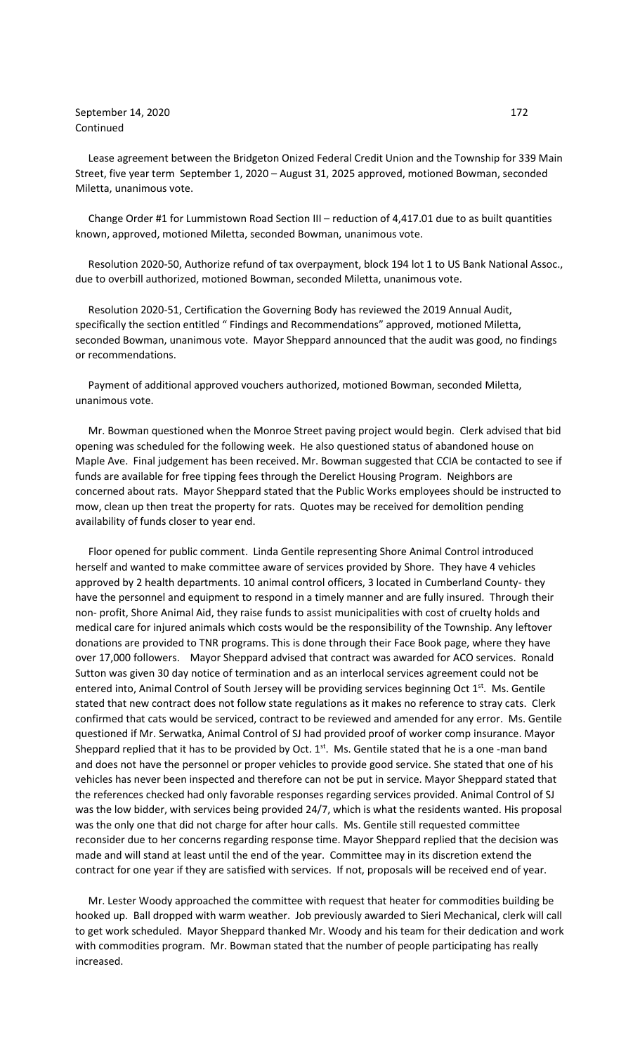September 14, 2020
Continued

Lease agreement between the Bridgeton Onized Federal Credit Union and the Township for 339 Main Street, five year term September 1, 2020 – August 31, 2025 approved, motioned Bowman, seconded Miletta, unanimous vote.

Change Order #1 for Lummistown Road Section III – reduction of 4,417.01 due to as built quantities known, approved, motioned Miletta, seconded Bowman, unanimous vote.

Resolution 2020-50, Authorize refund of tax overpayment, block 194 lot 1 to US Bank National Assoc., due to overbill authorized, motioned Bowman, seconded Miletta, unanimous vote.

Resolution 2020-51, Certification the Governing Body has reviewed the 2019 Annual Audit, specifically the section entitled " Findings and Recommendations" approved, motioned Miletta, seconded Bowman, unanimous vote. Mayor Sheppard announced that the audit was good, no findings or recommendations.

Payment of additional approved vouchers authorized, motioned Bowman, seconded Miletta, unanimous vote.

Mr. Bowman questioned when the Monroe Street paving project would begin. Clerk advised that bid opening was scheduled for the following week. He also questioned status of abandoned house on Maple Ave. Final judgement has been received. Mr. Bowman suggested that CCIA be contacted to see if funds are available for free tipping fees through the Derelict Housing Program. Neighbors are concerned about rats. Mayor Sheppard stated that the Public Works employees should be instructed to mow, clean up then treat the property for rats. Quotes may be received for demolition pending availability of funds closer to year end.

Floor opened for public comment. Linda Gentile representing Shore Animal Control introduced herself and wanted to make committee aware of services provided by Shore. They have 4 vehicles approved by 2 health departments. 10 animal control officers, 3 located in Cumberland County- they have the personnel and equipment to respond in a timely manner and are fully insured. Through their non- profit, Shore Animal Aid, they raise funds to assist municipalities with cost of cruelty holds and medical care for injured animals which costs would be the responsibility of the Township. Any leftover donations are provided to TNR programs. This is done through their Face Book page, where they have over 17,000 followers. Mayor Sheppard advised that contract was awarded for ACO services. Ronald Sutton was given 30 day notice of termination and as an interlocal services agreement could not be entered into, Animal Control of South Jersey will be providing services beginning Oct 1st. Ms. Gentile stated that new contract does not follow state regulations as it makes no reference to stray cats. Clerk confirmed that cats would be serviced, contract to be reviewed and amended for any error. Ms. Gentile questioned if Mr. Serwatka, Animal Control of SJ had provided proof of worker comp insurance. Mayor Sheppard replied that it has to be provided by Oct. 1st. Ms. Gentile stated that he is a one -man band and does not have the personnel or proper vehicles to provide good service. She stated that one of his vehicles has never been inspected and therefore can not be put in service. Mayor Sheppard stated that the references checked had only favorable responses regarding services provided. Animal Control of SJ was the low bidder, with services being provided 24/7, which is what the residents wanted. His proposal was the only one that did not charge for after hour calls. Ms. Gentile still requested committee reconsider due to her concerns regarding response time. Mayor Sheppard replied that the decision was made and will stand at least until the end of the year. Committee may in its discretion extend the contract for one year if they are satisfied with services. If not, proposals will be received end of year.

Mr. Lester Woody approached the committee with request that heater for commodities building be hooked up. Ball dropped with warm weather. Job previously awarded to Sieri Mechanical, clerk will call to get work scheduled. Mayor Sheppard thanked Mr. Woody and his team for their dedication and work with commodities program. Mr. Bowman stated that the number of people participating has really increased.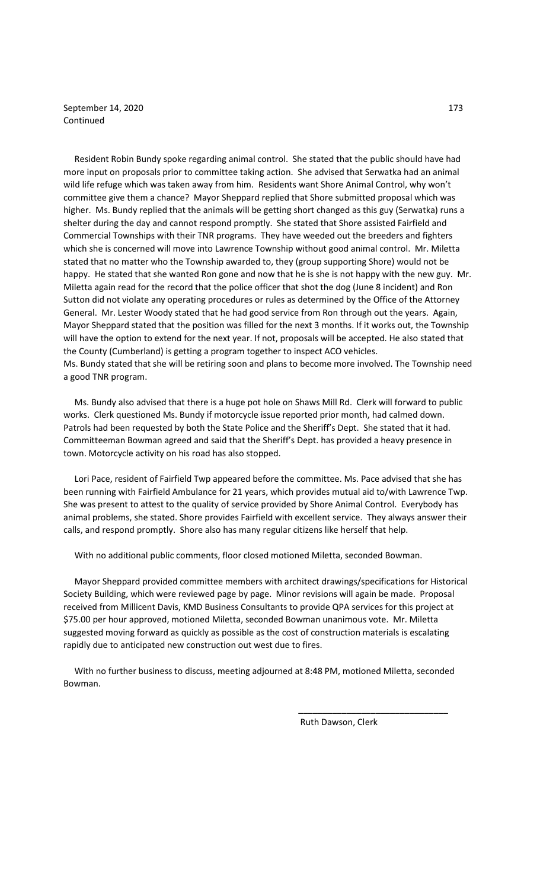September 14, 2020
Continued

Resident Robin Bundy spoke regarding animal control. She stated that the public should have had more input on proposals prior to committee taking action. She advised that Serwatka had an animal wild life refuge which was taken away from him. Residents want Shore Animal Control, why won't committee give them a chance? Mayor Sheppard replied that Shore submitted proposal which was higher. Ms. Bundy replied that the animals will be getting short changed as this guy (Serwatka) runs a shelter during the day and cannot respond promptly. She stated that Shore assisted Fairfield and Commercial Townships with their TNR programs. They have weeded out the breeders and fighters which she is concerned will move into Lawrence Township without good animal control. Mr. Miletta stated that no matter who the Township awarded to, they (group supporting Shore) would not be happy. He stated that she wanted Ron gone and now that he is she is not happy with the new guy. Mr. Miletta again read for the record that the police officer that shot the dog (June 8 incident) and Ron Sutton did not violate any operating procedures or rules as determined by the Office of the Attorney General. Mr. Lester Woody stated that he had good service from Ron through out the years. Again, Mayor Sheppard stated that the position was filled for the next 3 months. If it works out, the Township will have the option to extend for the next year. If not, proposals will be accepted. He also stated that the County (Cumberland) is getting a program together to inspect ACO vehicles.
Ms. Bundy stated that she will be retiring soon and plans to become more involved. The Township need a good TNR program.

Ms. Bundy also advised that there is a huge pot hole on Shaws Mill Rd. Clerk will forward to public works. Clerk questioned Ms. Bundy if motorcycle issue reported prior month, had calmed down. Patrols had been requested by both the State Police and the Sheriff's Dept. She stated that it had. Committeeman Bowman agreed and said that the Sheriff's Dept. has provided a heavy presence in town. Motorcycle activity on his road has also stopped.

Lori Pace, resident of Fairfield Twp appeared before the committee. Ms. Pace advised that she has been running with Fairfield Ambulance for 21 years, which provides mutual aid to/with Lawrence Twp. She was present to attest to the quality of service provided by Shore Animal Control. Everybody has animal problems, she stated. Shore provides Fairfield with excellent service. They always answer their calls, and respond promptly. Shore also has many regular citizens like herself that help.

With no additional public comments, floor closed motioned Miletta, seconded Bowman.

Mayor Sheppard provided committee members with architect drawings/specifications for Historical Society Building, which were reviewed page by page. Minor revisions will again be made. Proposal received from Millicent Davis, KMD Business Consultants to provide QPA services for this project at $75.00 per hour approved, motioned Miletta, seconded Bowman unanimous vote. Mr. Miletta suggested moving forward as quickly as possible as the cost of construction materials is escalating rapidly due to anticipated new construction out west due to fires.

With no further business to discuss, meeting adjourned at 8:48 PM, motioned Miletta, seconded Bowman.

\_\_\_\_\_\_\_\_\_\_\_\_\_\_\_\_\_\_\_\_\_\_\_\_\_\_\_\_\_\_\_\_

Ruth Dawson, Clerk